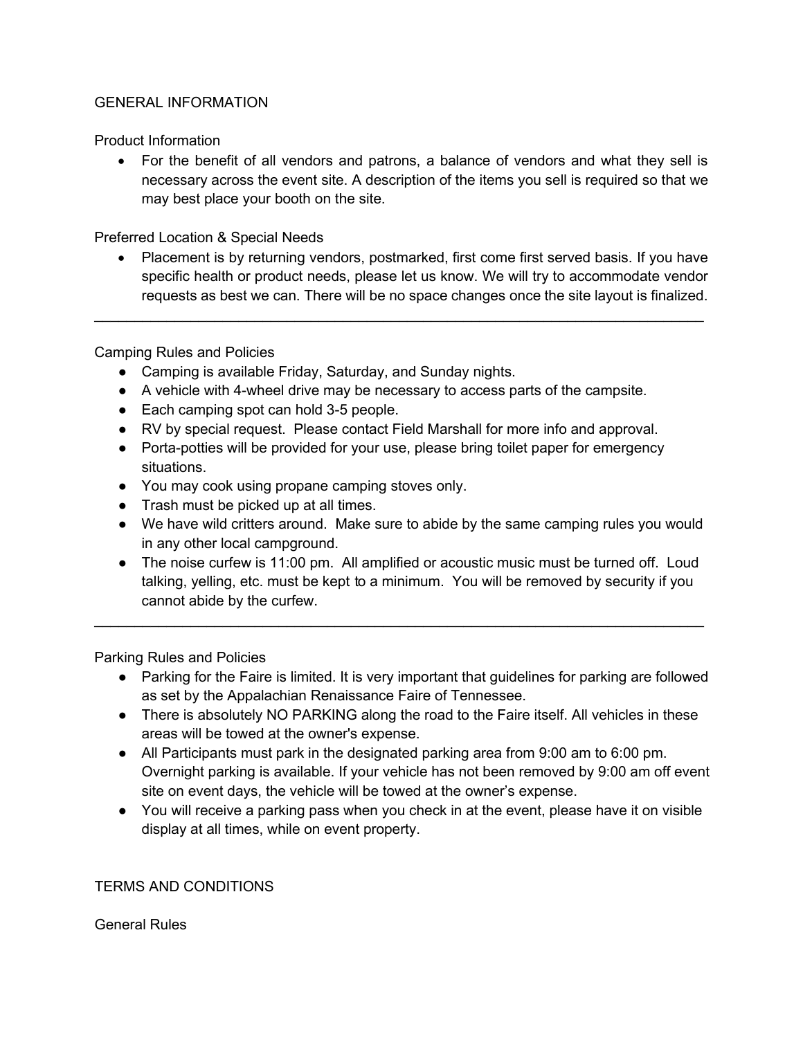# GENERAL INFORMATION

## Product Information

- For the benefit of all vendors and patrons, a balance of vendors and what they sell is necessary across the event site. A description of the items you sell is required so that we may best place your booth on the site.

## Preferred Location & Special Needs

- Placement is by returning vendors, postmarked, first come first served basis. If you have specific health or product needs, please let us know. We will try to accommodate vendor requests as best we can. There will be no space changes once the site layout is finalized.

---

## Camping Rules and Policies

- Camping is available Friday, Saturday, and Sunday nights.
- A vehicle with 4-wheel drive may be necessary to access parts of the campsite.
- Each camping spot can hold 3-5 people.
- RV by special request. Please contact Field Marshall for more info and approval.
- Porta-potties will be provided for your use, please bring toilet paper for emergency situations.
- You may cook using propane camping stoves only.
- Trash must be picked up at all times.
- We have wild critters around. Make sure to abide by the same camping rules you would in any other local campground.
- The noise curfew is 11:00 pm. All amplified or acoustic music must be turned off. Loud talking, yelling, etc. must be kept to a minimum. You will be removed by security if you cannot abide by the curfew.

---

## Parking Rules and Policies

- Parking for the Faire is limited. It is very important that guidelines for parking are followed as set by the Appalachian Renaissance Faire of Tennessee.
- There is absolutely NO PARKING along the road to the Faire itself. All vehicles in these areas will be towed at the owner's expense.
- All Participants must park in the designated parking area from 9:00 am to 6:00 pm. Overnight parking is available. If your vehicle has not been removed by 9:00 am off event site on event days, the vehicle will be towed at the owner's expense.
- You will receive a parking pass when you check in at the event, please have it on visible display at all times, while on event property.

# TERMS AND CONDITIONS

## General Rules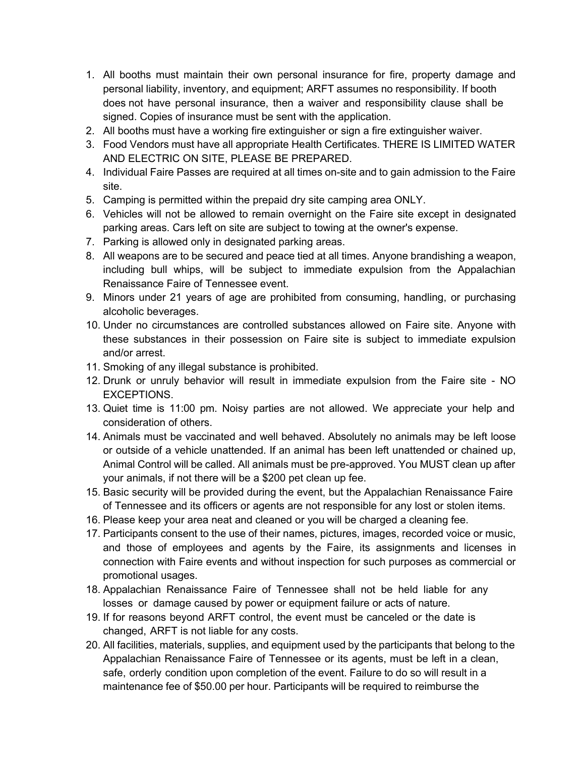1. All booths must maintain their own personal insurance for fire, property damage and personal liability, inventory, and equipment; ARFT assumes no responsibility. If booth does not have personal insurance, then a waiver and responsibility clause shall be signed. Copies of insurance must be sent with the application.
2. All booths must have a working fire extinguisher or sign a fire extinguisher waiver.
3. Food Vendors must have all appropriate Health Certificates. THERE IS LIMITED WATER AND ELECTRIC ON SITE, PLEASE BE PREPARED.
4. Individual Faire Passes are required at all times on-site and to gain admission to the Faire site.
5. Camping is permitted within the prepaid dry site camping area ONLY.
6. Vehicles will not be allowed to remain overnight on the Faire site except in designated parking areas. Cars left on site are subject to towing at the owner's expense.
7. Parking is allowed only in designated parking areas.
8. All weapons are to be secured and peace tied at all times. Anyone brandishing a weapon, including bull whips, will be subject to immediate expulsion from the Appalachian Renaissance Faire of Tennessee event.
9. Minors under 21 years of age are prohibited from consuming, handling, or purchasing alcoholic beverages.
10. Under no circumstances are controlled substances allowed on Faire site. Anyone with these substances in their possession on Faire site is subject to immediate expulsion and/or arrest.
11. Smoking of any illegal substance is prohibited.
12. Drunk or unruly behavior will result in immediate expulsion from the Faire site - NO EXCEPTIONS.
13. Quiet time is 11:00 pm. Noisy parties are not allowed. We appreciate your help and consideration of others.
14. Animals must be vaccinated and well behaved. Absolutely no animals may be left loose or outside of a vehicle unattended. If an animal has been left unattended or chained up, Animal Control will be called. All animals must be pre-approved. You MUST clean up after your animals, if not there will be a $200 pet clean up fee.
15. Basic security will be provided during the event, but the Appalachian Renaissance Faire of Tennessee and its officers or agents are not responsible for any lost or stolen items.
16. Please keep your area neat and cleaned or you will be charged a cleaning fee.
17. Participants consent to the use of their names, pictures, images, recorded voice or music, and those of employees and agents by the Faire, its assignments and licenses in connection with Faire events and without inspection for such purposes as commercial or promotional usages.
18. Appalachian Renaissance Faire of Tennessee shall not be held liable for any losses or damage caused by power or equipment failure or acts of nature.
19. If for reasons beyond ARFT control, the event must be canceled or the date is changed, ARFT is not liable for any costs.
20. All facilities, materials, supplies, and equipment used by the participants that belong to the Appalachian Renaissance Faire of Tennessee or its agents, must be left in a clean, safe, orderly condition upon completion of the event. Failure to do so will result in a maintenance fee of $50.00 per hour. Participants will be required to reimburse the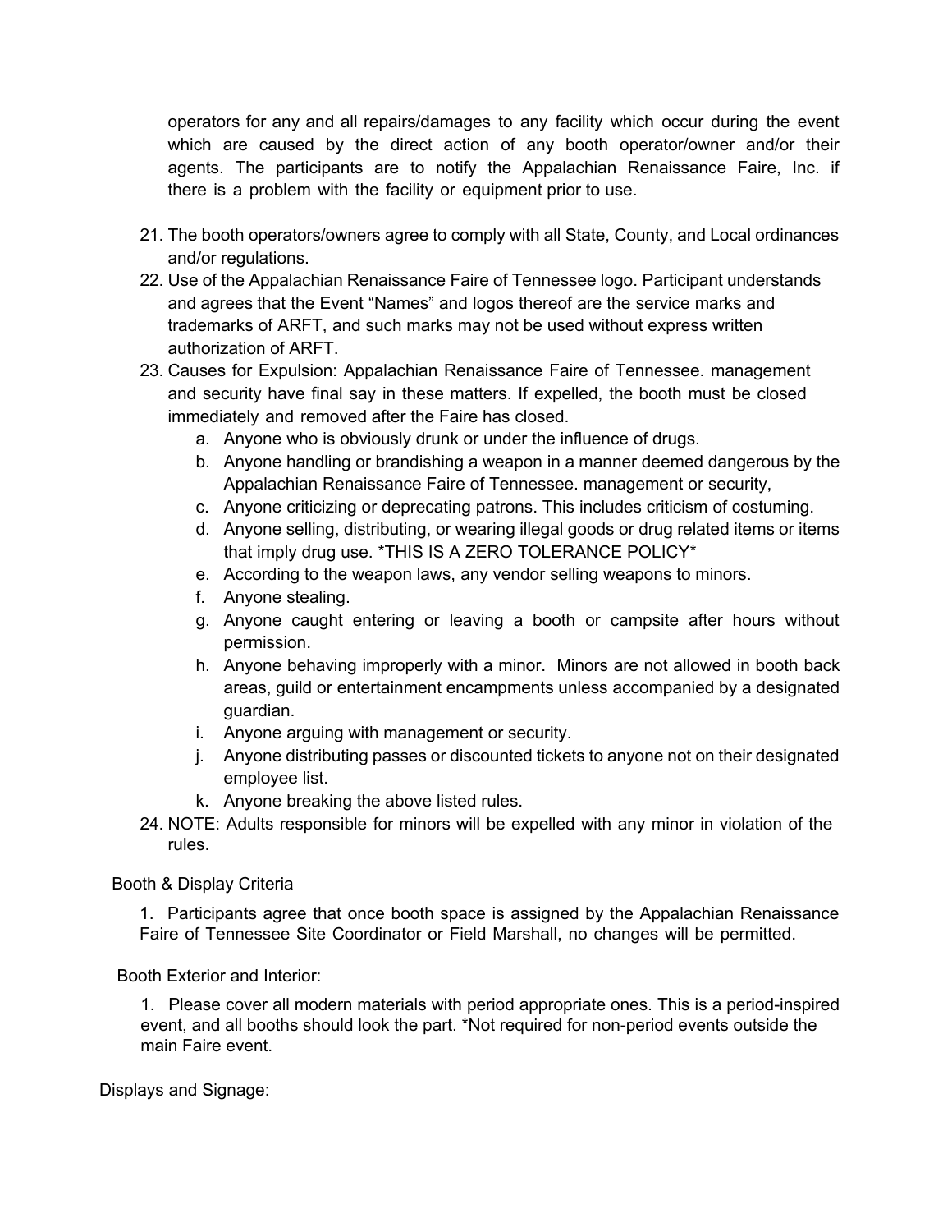operators for any and all repairs/damages to any facility which occur during the event which are caused by the direct action of any booth operator/owner and/or their agents. The participants are to notify the Appalachian Renaissance Faire, Inc. if there is a problem with the facility or equipment prior to use.

21. The booth operators/owners agree to comply with all State, County, and Local ordinances and/or regulations.
22. Use of the Appalachian Renaissance Faire of Tennessee logo. Participant understands and agrees that the Event "Names" and logos thereof are the service marks and trademarks of ARFT, and such marks may not be used without express written authorization of ARFT.
23. Causes for Expulsion: Appalachian Renaissance Faire of Tennessee. management and security have final say in these matters. If expelled, the booth must be closed immediately and removed after the Faire has closed.
    a. Anyone who is obviously drunk or under the influence of drugs.
    b. Anyone handling or brandishing a weapon in a manner deemed dangerous by the Appalachian Renaissance Faire of Tennessee. management or security,
    c. Anyone criticizing or deprecating patrons. This includes criticism of costuming.
    d. Anyone selling, distributing, or wearing illegal goods or drug related items or items that imply drug use. *THIS IS A ZERO TOLERANCE POLICY*
    e. According to the weapon laws, any vendor selling weapons to minors.
    f. Anyone stealing.
    g. Anyone caught entering or leaving a booth or campsite after hours without permission.
    h. Anyone behaving improperly with a minor. Minors are not allowed in booth back areas, guild or entertainment encampments unless accompanied by a designated guardian.
    i. Anyone arguing with management or security.
    j. Anyone distributing passes or discounted tickets to anyone not on their designated employee list.
    k. Anyone breaking the above listed rules.
24. NOTE: Adults responsible for minors will be expelled with any minor in violation of the rules.

Booth & Display Criteria

1. Participants agree that once booth space is assigned by the Appalachian Renaissance Faire of Tennessee Site Coordinator or Field Marshall, no changes will be permitted.

Booth Exterior and Interior:

1. Please cover all modern materials with period appropriate ones. This is a period-inspired event, and all booths should look the part. *Not required for non-period events outside the main Faire event.

Displays and Signage: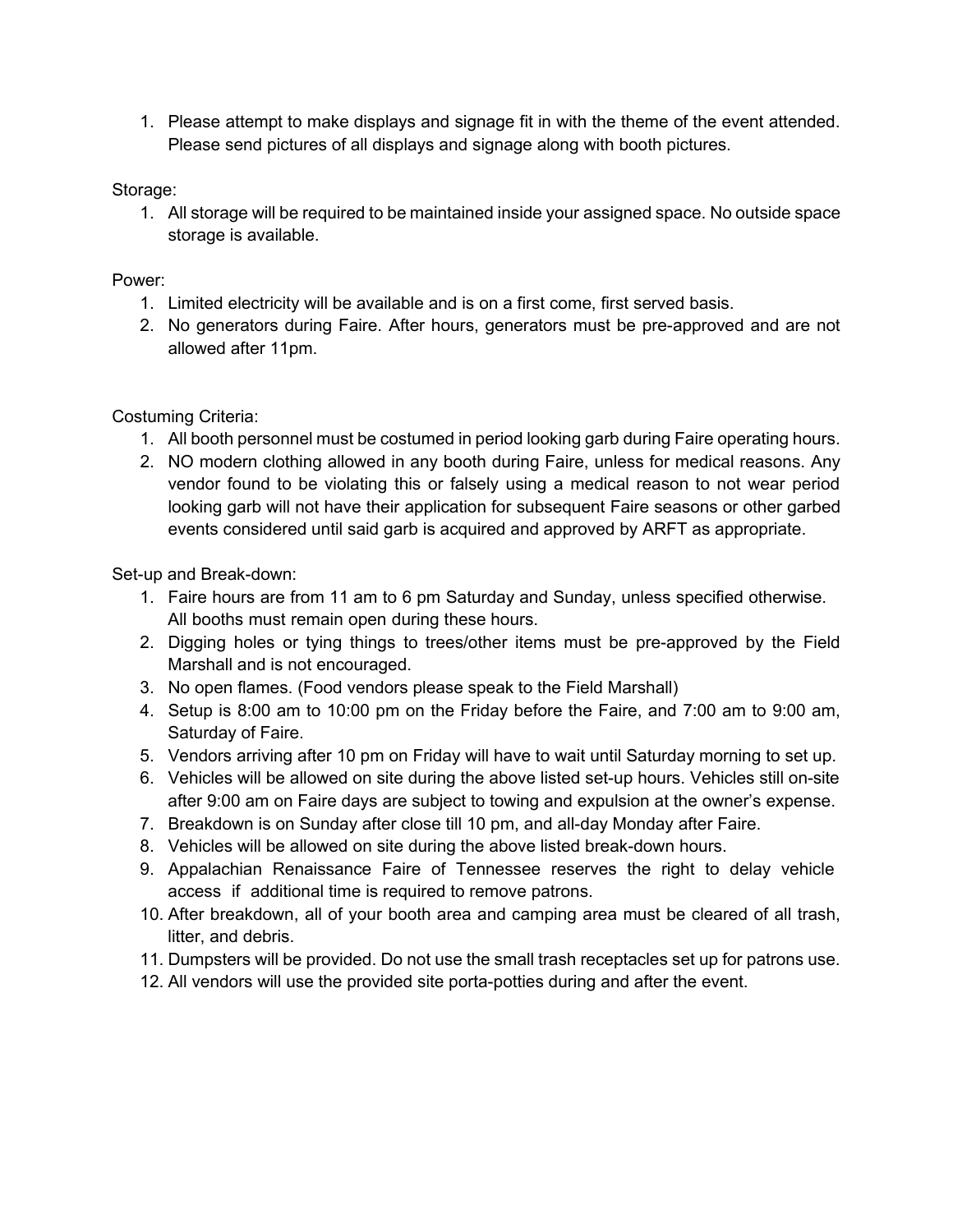1. Please attempt to make displays and signage fit in with the theme of the event attended. Please send pictures of all displays and signage along with booth pictures.

Storage:

1. All storage will be required to be maintained inside your assigned space. No outside space storage is available.

Power:

1. Limited electricity will be available and is on a first come, first served basis.
2. No generators during Faire. After hours, generators must be pre-approved and are not allowed after 11pm.

Costuming Criteria:

1. All booth personnel must be costumed in period looking garb during Faire operating hours.
2. NO modern clothing allowed in any booth during Faire, unless for medical reasons. Any vendor found to be violating this or falsely using a medical reason to not wear period looking garb will not have their application for subsequent Faire seasons or other garbed events considered until said garb is acquired and approved by ARFT as appropriate.

Set-up and Break-down:

1. Faire hours are from 11 am to 6 pm Saturday and Sunday, unless specified otherwise. All booths must remain open during these hours.
2. Digging holes or tying things to trees/other items must be pre-approved by the Field Marshall and is not encouraged.
3. No open flames. (Food vendors please speak to the Field Marshall)
4. Setup is 8:00 am to 10:00 pm on the Friday before the Faire, and 7:00 am to 9:00 am, Saturday of Faire.
5. Vendors arriving after 10 pm on Friday will have to wait until Saturday morning to set up.
6. Vehicles will be allowed on site during the above listed set-up hours. Vehicles still on-site after 9:00 am on Faire days are subject to towing and expulsion at the owner's expense.
7. Breakdown is on Sunday after close till 10 pm, and all-day Monday after Faire.
8. Vehicles will be allowed on site during the above listed break-down hours.
9. Appalachian Renaissance Faire of Tennessee reserves the right to delay vehicle access if additional time is required to remove patrons.
10. After breakdown, all of your booth area and camping area must be cleared of all trash, litter, and debris.
11. Dumpsters will be provided. Do not use the small trash receptacles set up for patrons use.
12. All vendors will use the provided site porta-potties during and after the event.